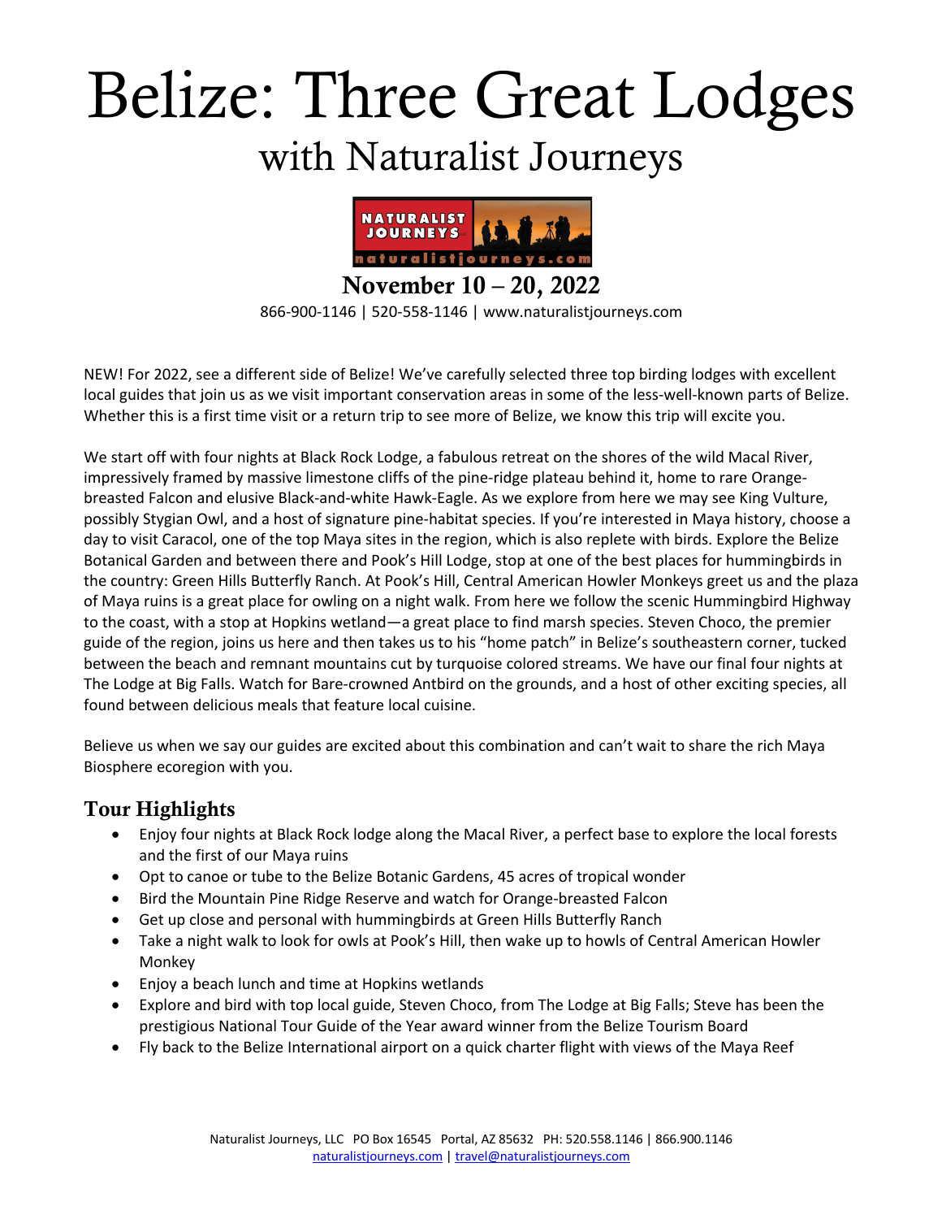# Belize: Three Great Lodges

## with Naturalist Journeys

**November 10 – 20, 2022**

866-900-1146 | 520-558-1146 | www.naturalistjourneys.com

NEW! For 2022, see a different side of Belize! We've carefully selected three top birding lodges with excellent local guides that join us as we visit important conservation areas in some of the less-well-known parts of Belize. Whether this is a first time visit or a return trip to see more of Belize, we know this trip will excite you.

We start off with four nights at Black Rock Lodge, a fabulous retreat on the shores of the wild Macal River, impressively framed by massive limestone cliffs of the pine-ridge plateau behind it, home to rare Orange-breasted Falcon and elusive Black-and-white Hawk-Eagle. As we explore from here we may see King Vulture, possibly Stygian Owl, and a host of signature pine-habitat species. If you're interested in Maya history, choose a day to visit Caracol, one of the top Maya sites in the region, which is also replete with birds. Explore the Belize Botanical Garden and between there and Pook's Hill Lodge, stop at one of the best places for hummingbirds in the country: Green Hills Butterfly Ranch. At Pook's Hill, Central American Howler Monkeys greet us and the plaza of Maya ruins is a great place for owling on a night walk. From here we follow the scenic Hummingbird Highway to the coast, with a stop at Hopkins wetland—a great place to find marsh species. Steven Choco, the premier guide of the region, joins us here and then takes us to his "home patch" in Belize's southeastern corner, tucked between the beach and remnant mountains cut by turquoise colored streams. We have our final four nights at The Lodge at Big Falls. Watch for Bare-crowned Antbird on the grounds, and a host of other exciting species, all found between delicious meals that feature local cuisine.

Believe us when we say our guides are excited about this combination and can't wait to share the rich Maya Biosphere ecoregion with you.

## Tour Highlights

- Enjoy four nights at Black Rock lodge along the Macal River, a perfect base to explore the local forests and the first of our Maya ruins
- Opt to canoe or tube to the Belize Botanic Gardens, 45 acres of tropical wonder
- Bird the Mountain Pine Ridge Reserve and watch for Orange-breasted Falcon
- Get up close and personal with hummingbirds at Green Hills Butterfly Ranch
- Take a night walk to look for owls at Pook's Hill, then wake up to howls of Central American Howler Monkey
- Enjoy a beach lunch and time at Hopkins wetlands
- Explore and bird with top local guide, Steven Choco, from The Lodge at Big Falls; Steve has been the prestigious National Tour Guide of the Year award winner from the Belize Tourism Board
- Fly back to the Belize International airport on a quick charter flight with views of the Maya Reef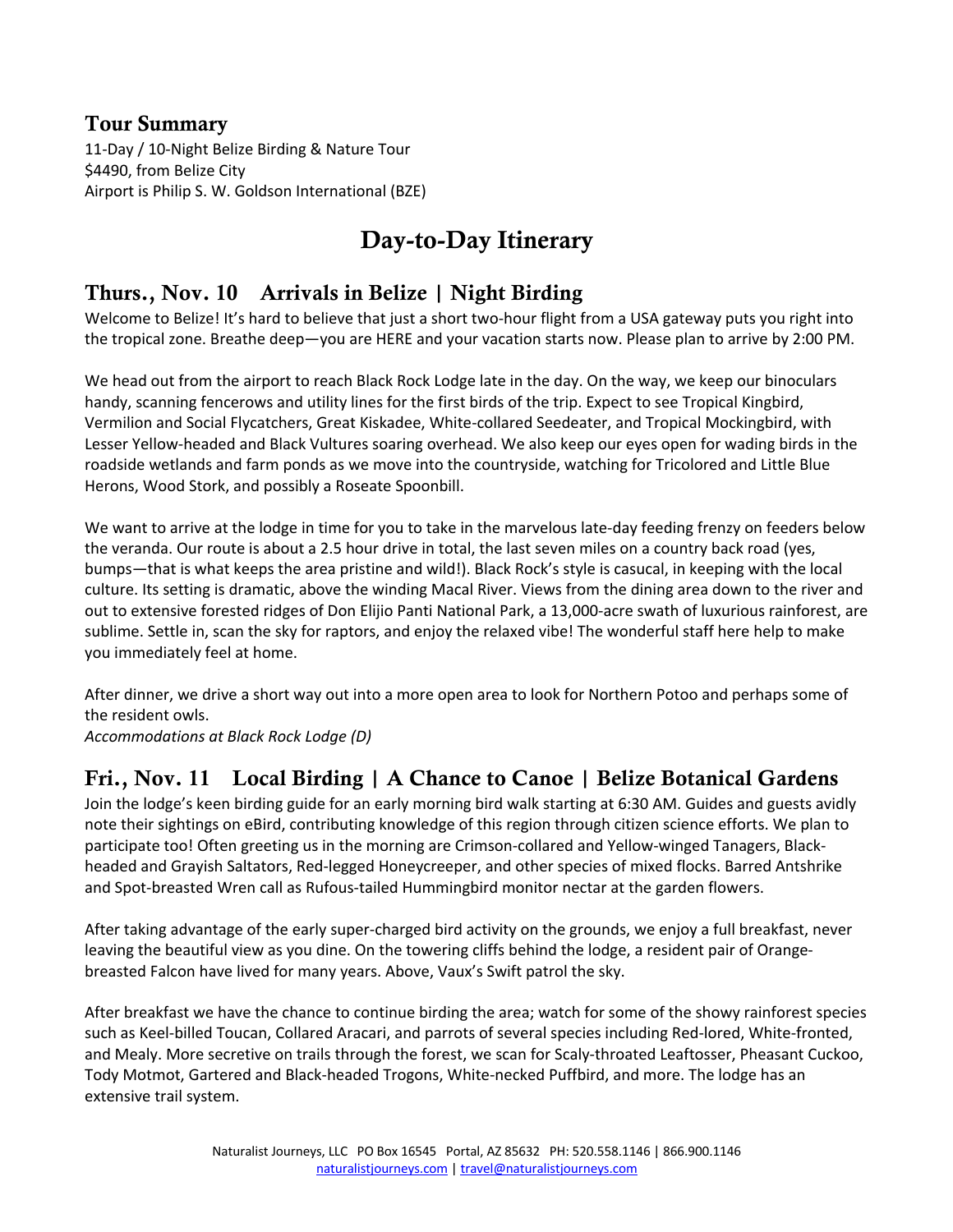## Tour Summary

11-Day / 10-Night Belize Birding & Nature Tour
$4490, from Belize City
Airport is Philip S. W. Goldson International (BZE)

# Day-to-Day Itinerary

## Thurs., Nov. 10 Arrivals in Belize | Night Birding

Welcome to Belize! It's hard to believe that just a short two-hour flight from a USA gateway puts you right into the tropical zone. Breathe deep—you are HERE and your vacation starts now. Please plan to arrive by 2:00 PM.

We head out from the airport to reach Black Rock Lodge late in the day. On the way, we keep our binoculars handy, scanning fencerows and utility lines for the first birds of the trip. Expect to see Tropical Kingbird, Vermilion and Social Flycatchers, Great Kiskadee, White-collared Seedeater, and Tropical Mockingbird, with Lesser Yellow-headed and Black Vultures soaring overhead. We also keep our eyes open for wading birds in the roadside wetlands and farm ponds as we move into the countryside, watching for Tricolored and Little Blue Herons, Wood Stork, and possibly a Roseate Spoonbill.

We want to arrive at the lodge in time for you to take in the marvelous late-day feeding frenzy on feeders below the veranda. Our route is about a 2.5 hour drive in total, the last seven miles on a country back road (yes, bumps—that is what keeps the area pristine and wild!). Black Rock's style is casual, in keeping with the local culture. Its setting is dramatic, above the winding Macal River. Views from the dining area down to the river and out to extensive forested ridges of Don Elijio Panti National Park, a 13,000-acre swath of luxurious rainforest, are sublime. Settle in, scan the sky for raptors, and enjoy the relaxed vibe! The wonderful staff here help to make you immediately feel at home.

After dinner, we drive a short way out into a more open area to look for Northern Potoo and perhaps some of the resident owls.
*Accommodations at Black Rock Lodge (D)*

## Fri., Nov. 11 Local Birding | A Chance to Canoe | Belize Botanical Gardens

Join the lodge's keen birding guide for an early morning bird walk starting at 6:30 AM. Guides and guests avidly note their sightings on eBird, contributing knowledge of this region through citizen science efforts. We plan to participate too! Often greeting us in the morning are Crimson-collared and Yellow-winged Tanagers, Black-headed and Grayish Saltators, Red-legged Honeycreeper, and other species of mixed flocks. Barred Antshrike and Spot-breasted Wren call as Rufous-tailed Hummingbird monitor nectar at the garden flowers.

After taking advantage of the early super-charged bird activity on the grounds, we enjoy a full breakfast, never leaving the beautiful view as you dine. On the towering cliffs behind the lodge, a resident pair of Orange-breasted Falcon have lived for many years. Above, Vaux's Swift patrol the sky.

After breakfast we have the chance to continue birding the area; watch for some of the showy rainforest species such as Keel-billed Toucan, Collared Aracari, and parrots of several species including Red-lored, White-fronted, and Mealy. More secretive on trails through the forest, we scan for Scaly-throated Leaftosser, Pheasant Cuckoo, Tody Motmot, Gartered and Black-headed Trogons, White-necked Puffbird, and more. The lodge has an extensive trail system.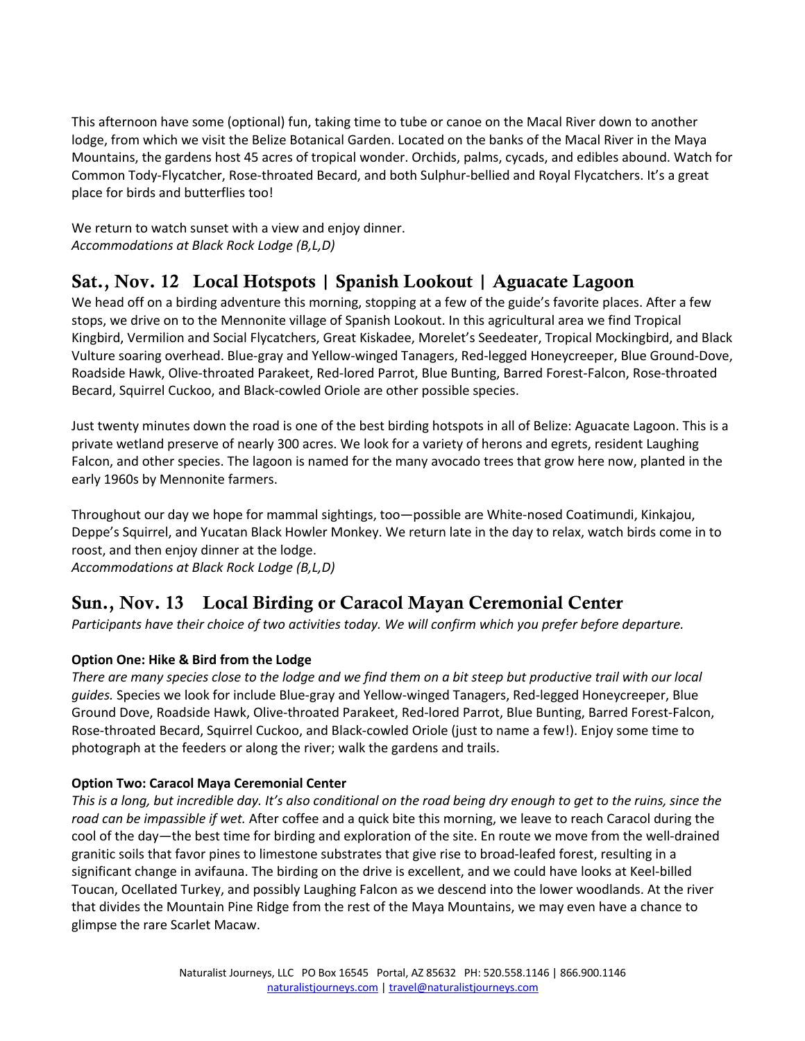This afternoon have some (optional) fun, taking time to tube or canoe on the Macal River down to another lodge, from which we visit the Belize Botanical Garden. Located on the banks of the Macal River in the Maya Mountains, the gardens host 45 acres of tropical wonder. Orchids, palms, cycads, and edibles abound. Watch for Common Tody-Flycatcher, Rose-throated Becard, and both Sulphur-bellied and Royal Flycatchers. It's a great place for birds and butterflies too!

We return to watch sunset with a view and enjoy dinner.
*Accommodations at Black Rock Lodge (B,L,D)*

## Sat., Nov. 12 Local Hotspots | Spanish Lookout | Aguacate Lagoon

We head off on a birding adventure this morning, stopping at a few of the guide's favorite places. After a few stops, we drive on to the Mennonite village of Spanish Lookout. In this agricultural area we find Tropical Kingbird, Vermilion and Social Flycatchers, Great Kiskadee, Morelet's Seedeater, Tropical Mockingbird, and Black Vulture soaring overhead. Blue-gray and Yellow-winged Tanagers, Red-legged Honeycreeper, Blue Ground-Dove, Roadside Hawk, Olive-throated Parakeet, Red-lored Parrot, Blue Bunting, Barred Forest-Falcon, Rose-throated Becard, Squirrel Cuckoo, and Black-cowled Oriole are other possible species.

Just twenty minutes down the road is one of the best birding hotspots in all of Belize: Aguacate Lagoon. This is a private wetland preserve of nearly 300 acres. We look for a variety of herons and egrets, resident Laughing Falcon, and other species. The lagoon is named for the many avocado trees that grow here now, planted in the early 1960s by Mennonite farmers.

Throughout our day we hope for mammal sightings, too—possible are White-nosed Coatimundi, Kinkajou, Deppe's Squirrel, and Yucatan Black Howler Monkey. We return late in the day to relax, watch birds come in to roost, and then enjoy dinner at the lodge.
*Accommodations at Black Rock Lodge (B,L,D)*

## Sun., Nov. 13 Local Birding or Caracol Mayan Ceremonial Center

*Participants have their choice of two activities today. We will confirm which you prefer before departure.*

**Option One: Hike & Bird from the Lodge**
*There are many species close to the lodge and we find them on a bit steep but productive trail with our local guides.* Species we look for include Blue-gray and Yellow-winged Tanagers, Red-legged Honeycreeper, Blue Ground Dove, Roadside Hawk, Olive-throated Parakeet, Red-lored Parrot, Blue Bunting, Barred Forest-Falcon, Rose-throated Becard, Squirrel Cuckoo, and Black-cowled Oriole (just to name a few!). Enjoy some time to photograph at the feeders or along the river; walk the gardens and trails.

**Option Two: Caracol Maya Ceremonial Center**
*This is a long, but incredible day. It's also conditional on the road being dry enough to get to the ruins, since the road can be impassible if wet.* After coffee and a quick bite this morning, we leave to reach Caracol during the cool of the day—the best time for birding and exploration of the site. En route we move from the well-drained granitic soils that favor pines to limestone substrates that give rise to broad-leafed forest, resulting in a significant change in avifauna. The birding on the drive is excellent, and we could have looks at Keel-billed Toucan, Ocellated Turkey, and possibly Laughing Falcon as we descend into the lower woodlands. At the river that divides the Mountain Pine Ridge from the rest of the Maya Mountains, we may even have a chance to glimpse the rare Scarlet Macaw.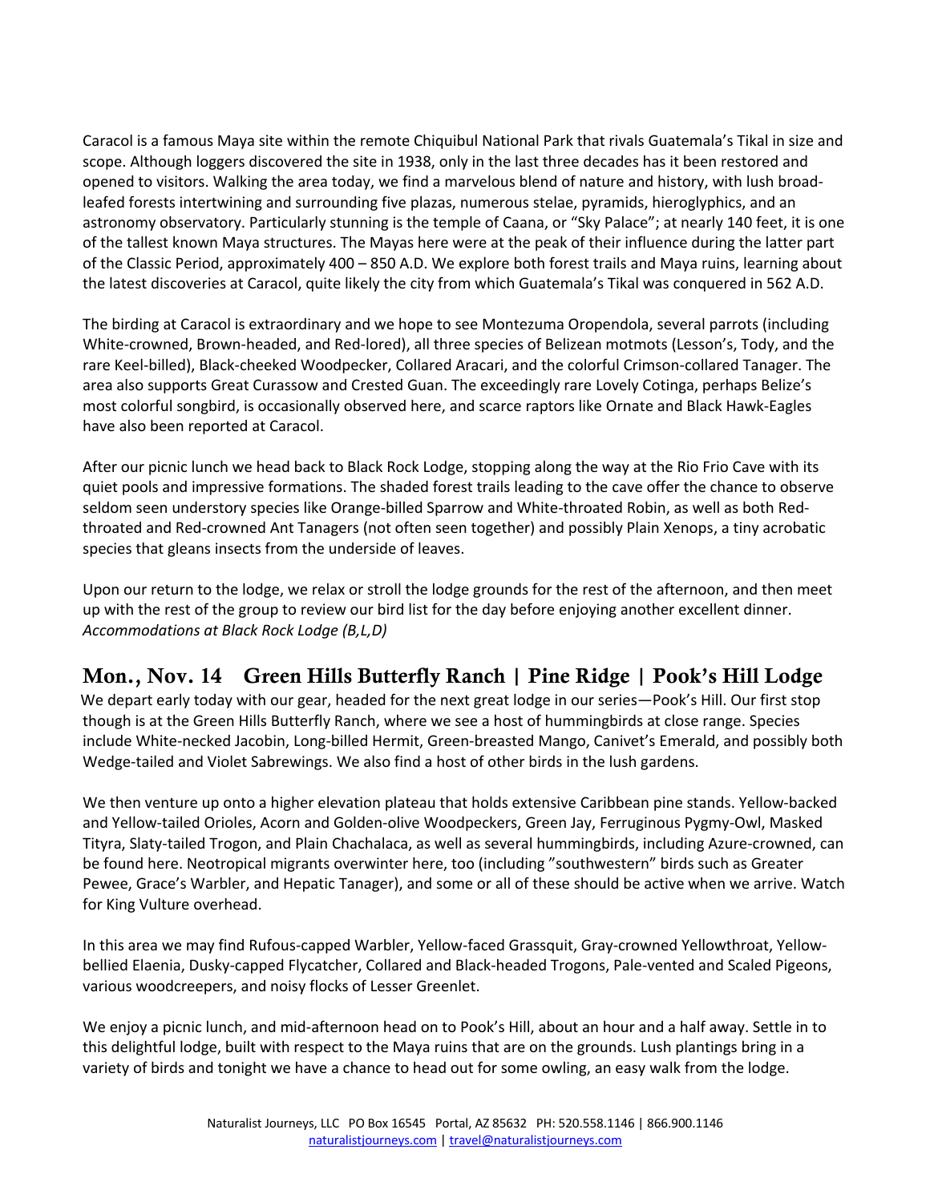Caracol is a famous Maya site within the remote Chiquibul National Park that rivals Guatemala's Tikal in size and scope. Although loggers discovered the site in 1938, only in the last three decades has it been restored and opened to visitors. Walking the area today, we find a marvelous blend of nature and history, with lush broad-leafed forests intertwining and surrounding five plazas, numerous stelae, pyramids, hieroglyphics, and an astronomy observatory. Particularly stunning is the temple of Caana, or "Sky Palace"; at nearly 140 feet, it is one of the tallest known Maya structures. The Mayas here were at the peak of their influence during the latter part of the Classic Period, approximately 400 – 850 A.D. We explore both forest trails and Maya ruins, learning about the latest discoveries at Caracol, quite likely the city from which Guatemala's Tikal was conquered in 562 A.D.

The birding at Caracol is extraordinary and we hope to see Montezuma Oropendola, several parrots (including White-crowned, Brown-headed, and Red-lored), all three species of Belizean motmots (Lesson's, Tody, and the rare Keel-billed), Black-cheeked Woodpecker, Collared Aracari, and the colorful Crimson-collared Tanager. The area also supports Great Curassow and Crested Guan. The exceedingly rare Lovely Cotinga, perhaps Belize's most colorful songbird, is occasionally observed here, and scarce raptors like Ornate and Black Hawk-Eagles have also been reported at Caracol.

After our picnic lunch we head back to Black Rock Lodge, stopping along the way at the Rio Frio Cave with its quiet pools and impressive formations. The shaded forest trails leading to the cave offer the chance to observe seldom seen understory species like Orange-billed Sparrow and White-throated Robin, as well as both Red-throated and Red-crowned Ant Tanagers (not often seen together) and possibly Plain Xenops, a tiny acrobatic species that gleans insects from the underside of leaves.

Upon our return to the lodge, we relax or stroll the lodge grounds for the rest of the afternoon, and then meet up with the rest of the group to review our bird list for the day before enjoying another excellent dinner.
*Accommodations at Black Rock Lodge (B,L,D)*

## Mon., Nov. 14 Green Hills Butterfly Ranch | Pine Ridge | Pook's Hill Lodge

We depart early today with our gear, headed for the next great lodge in our series—Pook's Hill. Our first stop though is at the Green Hills Butterfly Ranch, where we see a host of hummingbirds at close range. Species include White-necked Jacobin, Long-billed Hermit, Green-breasted Mango, Canivet's Emerald, and possibly both Wedge-tailed and Violet Sabrewings. We also find a host of other birds in the lush gardens.

We then venture up onto a higher elevation plateau that holds extensive Caribbean pine stands. Yellow-backed and Yellow-tailed Orioles, Acorn and Golden-olive Woodpeckers, Green Jay, Ferruginous Pygmy-Owl, Masked Tityra, Slaty-tailed Trogon, and Plain Chachalaca, as well as several hummingbirds, including Azure-crowned, can be found here. Neotropical migrants overwinter here, too (including "southwestern" birds such as Greater Pewee, Grace's Warbler, and Hepatic Tanager), and some or all of these should be active when we arrive. Watch for King Vulture overhead.

In this area we may find Rufous-capped Warbler, Yellow-faced Grassquit, Gray-crowned Yellowthroat, Yellow-bellied Elaenia, Dusky-capped Flycatcher, Collared and Black-headed Trogons, Pale-vented and Scaled Pigeons, various woodcreepers, and noisy flocks of Lesser Greenlet.

We enjoy a picnic lunch, and mid-afternoon head on to Pook's Hill, about an hour and a half away. Settle in to this delightful lodge, built with respect to the Maya ruins that are on the grounds. Lush plantings bring in a variety of birds and tonight we have a chance to head out for some owling, an easy walk from the lodge.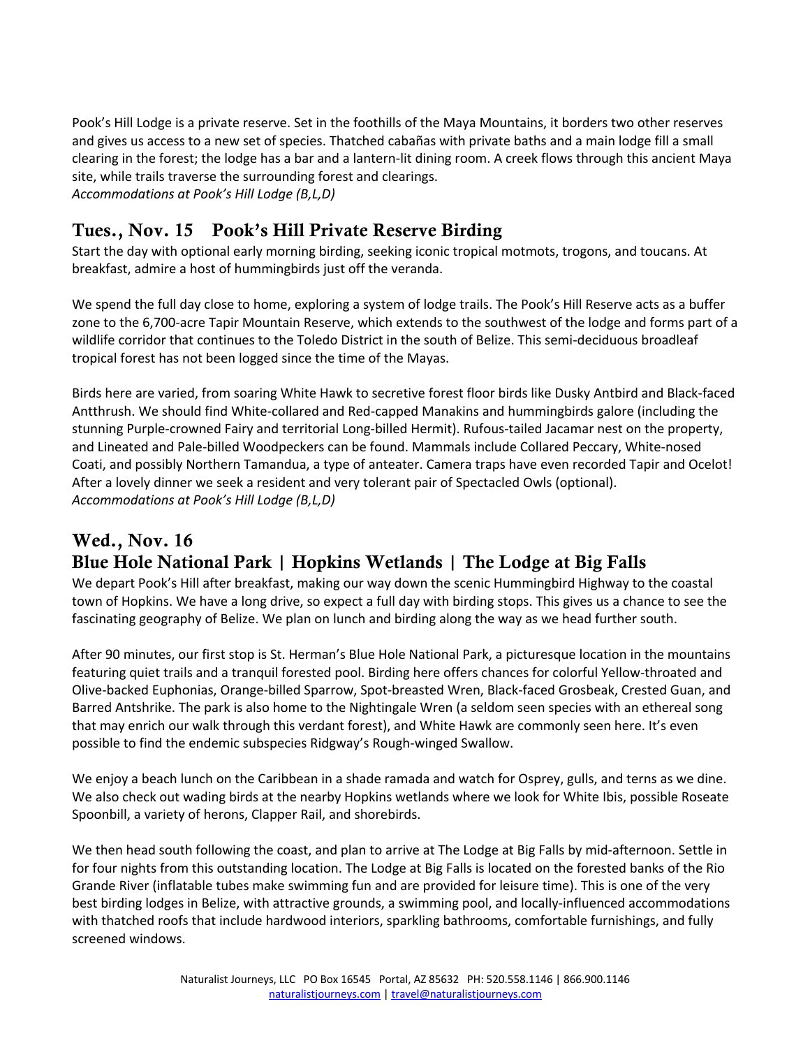Pook's Hill Lodge is a private reserve. Set in the foothills of the Maya Mountains, it borders two other reserves and gives us access to a new set of species. Thatched cabañas with private baths and a main lodge fill a small clearing in the forest; the lodge has a bar and a lantern-lit dining room. A creek flows through this ancient Maya site, while trails traverse the surrounding forest and clearings.
*Accommodations at Pook's Hill Lodge (B,L,D)*

## Tues., Nov. 15 Pook's Hill Private Reserve Birding

Start the day with optional early morning birding, seeking iconic tropical motmots, trogons, and toucans. At breakfast, admire a host of hummingbirds just off the veranda.

We spend the full day close to home, exploring a system of lodge trails. The Pook's Hill Reserve acts as a buffer zone to the 6,700-acre Tapir Mountain Reserve, which extends to the southwest of the lodge and forms part of a wildlife corridor that continues to the Toledo District in the south of Belize. This semi-deciduous broadleaf tropical forest has not been logged since the time of the Mayas.

Birds here are varied, from soaring White Hawk to secretive forest floor birds like Dusky Antbird and Black-faced Antthrush. We should find White-collared and Red-capped Manakins and hummingbirds galore (including the stunning Purple-crowned Fairy and territorial Long-billed Hermit). Rufous-tailed Jacamar nest on the property, and Lineated and Pale-billed Woodpeckers can be found. Mammals include Collared Peccary, White-nosed Coati, and possibly Northern Tamandua, a type of anteater. Camera traps have even recorded Tapir and Ocelot! After a lovely dinner we seek a resident and very tolerant pair of Spectacled Owls (optional).
*Accommodations at Pook's Hill Lodge (B,L,D)*

## Wed., Nov. 16
## Blue Hole National Park | Hopkins Wetlands | The Lodge at Big Falls

We depart Pook's Hill after breakfast, making our way down the scenic Hummingbird Highway to the coastal town of Hopkins. We have a long drive, so expect a full day with birding stops. This gives us a chance to see the fascinating geography of Belize. We plan on lunch and birding along the way as we head further south.

After 90 minutes, our first stop is St. Herman's Blue Hole National Park, a picturesque location in the mountains featuring quiet trails and a tranquil forested pool. Birding here offers chances for colorful Yellow-throated and Olive-backed Euphonias, Orange-billed Sparrow, Spot-breasted Wren, Black-faced Grosbeak, Crested Guan, and Barred Antshrike. The park is also home to the Nightingale Wren (a seldom seen species with an ethereal song that may enrich our walk through this verdant forest), and White Hawk are commonly seen here. It's even possible to find the endemic subspecies Ridgway's Rough-winged Swallow.

We enjoy a beach lunch on the Caribbean in a shade ramada and watch for Osprey, gulls, and terns as we dine. We also check out wading birds at the nearby Hopkins wetlands where we look for White Ibis, possible Roseate Spoonbill, a variety of herons, Clapper Rail, and shorebirds.

We then head south following the coast, and plan to arrive at The Lodge at Big Falls by mid-afternoon. Settle in for four nights from this outstanding location. The Lodge at Big Falls is located on the forested banks of the Rio Grande River (inflatable tubes make swimming fun and are provided for leisure time). This is one of the very best birding lodges in Belize, with attractive grounds, a swimming pool, and locally-influenced accommodations with thatched roofs that include hardwood interiors, sparkling bathrooms, comfortable furnishings, and fully screened windows.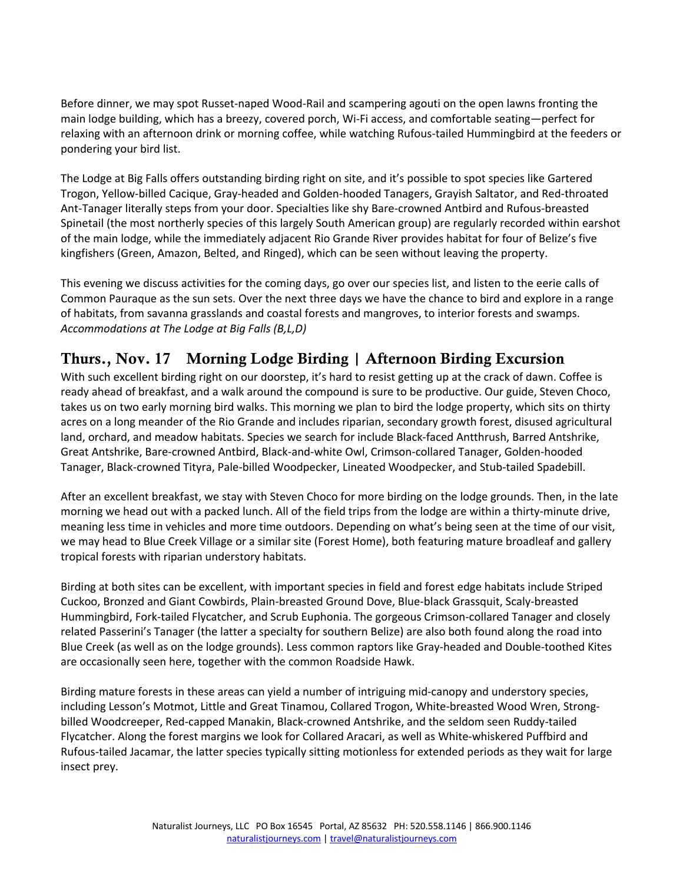Before dinner, we may spot Russet-naped Wood-Rail and scampering agouti on the open lawns fronting the main lodge building, which has a breezy, covered porch, Wi-Fi access, and comfortable seating—perfect for relaxing with an afternoon drink or morning coffee, while watching Rufous-tailed Hummingbird at the feeders or pondering your bird list.

The Lodge at Big Falls offers outstanding birding right on site, and it's possible to spot species like Gartered Trogon, Yellow-billed Cacique, Gray-headed and Golden-hooded Tanagers, Grayish Saltator, and Red-throated Ant-Tanager literally steps from your door. Specialties like shy Bare-crowned Antbird and Rufous-breasted Spinetail (the most northerly species of this largely South American group) are regularly recorded within earshot of the main lodge, while the immediately adjacent Rio Grande River provides habitat for four of Belize's five kingfishers (Green, Amazon, Belted, and Ringed), which can be seen without leaving the property.

This evening we discuss activities for the coming days, go over our species list, and listen to the eerie calls of Common Pauraque as the sun sets. Over the next three days we have the chance to bird and explore in a range of habitats, from savanna grasslands and coastal forests and mangroves, to interior forests and swamps.
*Accommodations at The Lodge at Big Falls (B,L,D)*

## Thurs., Nov. 17 Morning Lodge Birding | Afternoon Birding Excursion

With such excellent birding right on our doorstep, it's hard to resist getting up at the crack of dawn. Coffee is ready ahead of breakfast, and a walk around the compound is sure to be productive. Our guide, Steven Choco, takes us on two early morning bird walks. This morning we plan to bird the lodge property, which sits on thirty acres on a long meander of the Rio Grande and includes riparian, secondary growth forest, disused agricultural land, orchard, and meadow habitats. Species we search for include Black-faced Antthrush, Barred Antshrike, Great Antshrike, Bare-crowned Antbird, Black-and-white Owl, Crimson-collared Tanager, Golden-hooded Tanager, Black-crowned Tityra, Pale-billed Woodpecker, Lineated Woodpecker, and Stub-tailed Spadebill.

After an excellent breakfast, we stay with Steven Choco for more birding on the lodge grounds. Then, in the late morning we head out with a packed lunch. All of the field trips from the lodge are within a thirty-minute drive, meaning less time in vehicles and more time outdoors. Depending on what's being seen at the time of our visit, we may head to Blue Creek Village or a similar site (Forest Home), both featuring mature broadleaf and gallery tropical forests with riparian understory habitats.

Birding at both sites can be excellent, with important species in field and forest edge habitats include Striped Cuckoo, Bronzed and Giant Cowbirds, Plain-breasted Ground Dove, Blue-black Grassquit, Scaly-breasted Hummingbird, Fork-tailed Flycatcher, and Scrub Euphonia. The gorgeous Crimson-collared Tanager and closely related Passerini's Tanager (the latter a specialty for southern Belize) are also both found along the road into Blue Creek (as well as on the lodge grounds). Less common raptors like Gray-headed and Double-toothed Kites are occasionally seen here, together with the common Roadside Hawk.

Birding mature forests in these areas can yield a number of intriguing mid-canopy and understory species, including Lesson's Motmot, Little and Great Tinamou, Collared Trogon, White-breasted Wood Wren, Strong-billed Woodcreeper, Red-capped Manakin, Black-crowned Antshrike, and the seldom seen Ruddy-tailed Flycatcher. Along the forest margins we look for Collared Aracari, as well as White-whiskered Puffbird and Rufous-tailed Jacamar, the latter species typically sitting motionless for extended periods as they wait for large insect prey.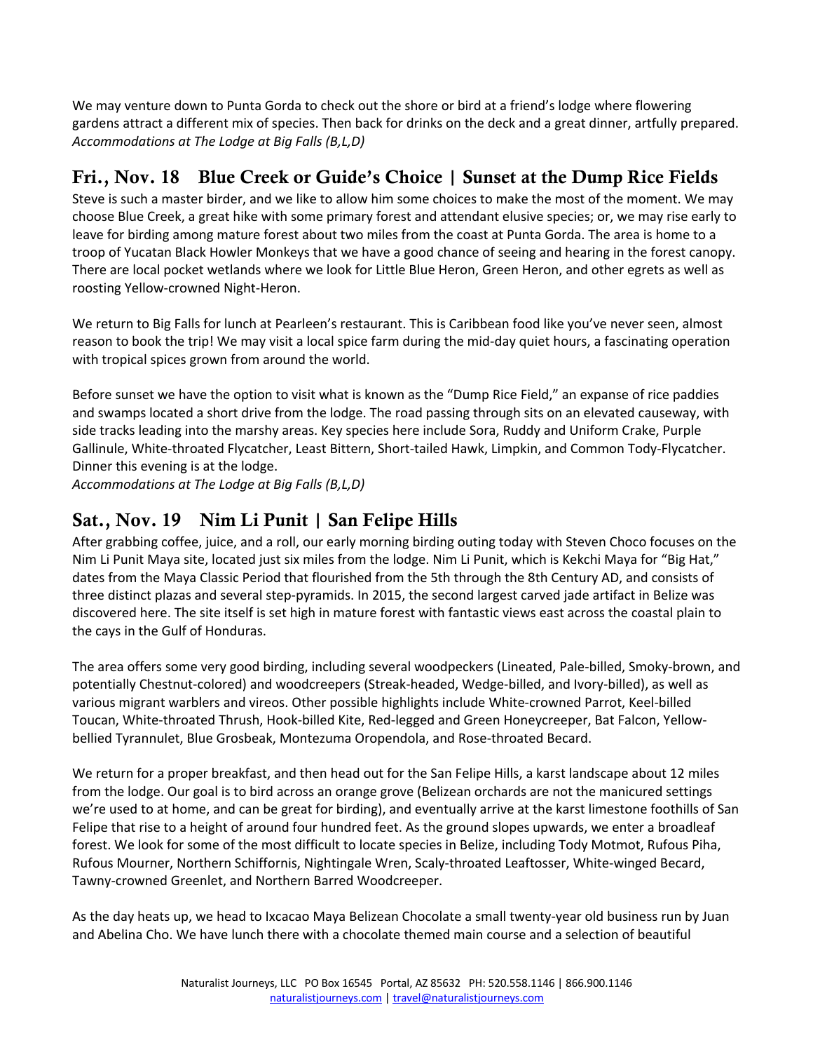We may venture down to Punta Gorda to check out the shore or bird at a friend's lodge where flowering gardens attract a different mix of species. Then back for drinks on the deck and a great dinner, artfully prepared.
*Accommodations at The Lodge at Big Falls (B,L,D)*

## Fri., Nov. 18 Blue Creek or Guide's Choice | Sunset at the Dump Rice Fields

Steve is such a master birder, and we like to allow him some choices to make the most of the moment. We may choose Blue Creek, a great hike with some primary forest and attendant elusive species; or, we may rise early to leave for birding among mature forest about two miles from the coast at Punta Gorda. The area is home to a troop of Yucatan Black Howler Monkeys that we have a good chance of seeing and hearing in the forest canopy. There are local pocket wetlands where we look for Little Blue Heron, Green Heron, and other egrets as well as roosting Yellow-crowned Night-Heron.

We return to Big Falls for lunch at Pearleen's restaurant. This is Caribbean food like you've never seen, almost reason to book the trip! We may visit a local spice farm during the mid-day quiet hours, a fascinating operation with tropical spices grown from around the world.

Before sunset we have the option to visit what is known as the "Dump Rice Field," an expanse of rice paddies and swamps located a short drive from the lodge. The road passing through sits on an elevated causeway, with side tracks leading into the marshy areas. Key species here include Sora, Ruddy and Uniform Crake, Purple Gallinule, White-throated Flycatcher, Least Bittern, Short-tailed Hawk, Limpkin, and Common Tody-Flycatcher. Dinner this evening is at the lodge.
*Accommodations at The Lodge at Big Falls (B,L,D)*

## Sat., Nov. 19 Nim Li Punit | San Felipe Hills

After grabbing coffee, juice, and a roll, our early morning birding outing today with Steven Choco focuses on the Nim Li Punit Maya site, located just six miles from the lodge. Nim Li Punit, which is Kekchi Maya for "Big Hat," dates from the Maya Classic Period that flourished from the 5th through the 8th Century AD, and consists of three distinct plazas and several step-pyramids. In 2015, the second largest carved jade artifact in Belize was discovered here. The site itself is set high in mature forest with fantastic views east across the coastal plain to the cays in the Gulf of Honduras.

The area offers some very good birding, including several woodpeckers (Lineated, Pale-billed, Smoky-brown, and potentially Chestnut-colored) and woodcreepers (Streak-headed, Wedge-billed, and Ivory-billed), as well as various migrant warblers and vireos. Other possible highlights include White-crowned Parrot, Keel-billed Toucan, White-throated Thrush, Hook-billed Kite, Red-legged and Green Honeycreeper, Bat Falcon, Yellow-bellied Tyrannulet, Blue Grosbeak, Montezuma Oropendola, and Rose-throated Becard.

We return for a proper breakfast, and then head out for the San Felipe Hills, a karst landscape about 12 miles from the lodge. Our goal is to bird across an orange grove (Belizean orchards are not the manicured settings we're used to at home, and can be great for birding), and eventually arrive at the karst limestone foothills of San Felipe that rise to a height of around four hundred feet. As the ground slopes upwards, we enter a broadleaf forest. We look for some of the most difficult to locate species in Belize, including Tody Motmot, Rufous Piha, Rufous Mourner, Northern Schiffornis, Nightingale Wren, Scaly-throated Leaftosser, White-winged Becard, Tawny-crowned Greenlet, and Northern Barred Woodcreeper.

As the day heats up, we head to Ixcacao Maya Belizean Chocolate a small twenty-year old business run by Juan and Abelina Cho. We have lunch there with a chocolate themed main course and a selection of beautiful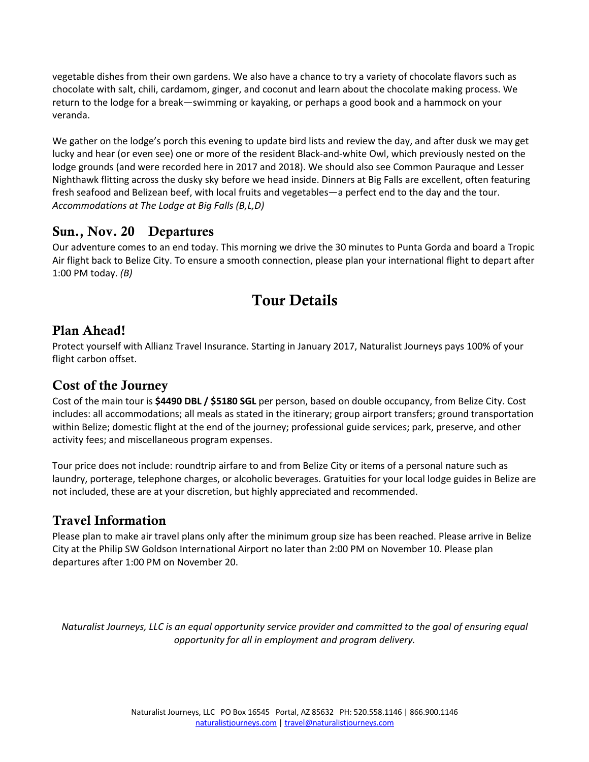vegetable dishes from their own gardens. We also have a chance to try a variety of chocolate flavors such as chocolate with salt, chili, cardamom, ginger, and coconut and learn about the chocolate making process. We return to the lodge for a break—swimming or kayaking, or perhaps a good book and a hammock on your veranda.

We gather on the lodge's porch this evening to update bird lists and review the day, and after dusk we may get lucky and hear (or even see) one or more of the resident Black-and-white Owl, which previously nested on the lodge grounds (and were recorded here in 2017 and 2018). We should also see Common Pauraque and Lesser Nighthawk flitting across the dusky sky before we head inside. Dinners at Big Falls are excellent, often featuring fresh seafood and Belizean beef, with local fruits and vegetables—a perfect end to the day and the tour. *Accommodations at The Lodge at Big Falls (B,L,D)*

## Sun., Nov. 20 Departures

Our adventure comes to an end today. This morning we drive the 30 minutes to Punta Gorda and board a Tropic Air flight back to Belize City. To ensure a smooth connection, please plan your international flight to depart after 1:00 PM today. *(B)*

# Tour Details

## Plan Ahead!

Protect yourself with Allianz Travel Insurance. Starting in January 2017, Naturalist Journeys pays 100% of your flight carbon offset.

## Cost of the Journey

Cost of the main tour is **$4490 DBL / $5180 SGL** per person, based on double occupancy, from Belize City. Cost includes: all accommodations; all meals as stated in the itinerary; group airport transfers; ground transportation within Belize; domestic flight at the end of the journey; professional guide services; park, preserve, and other activity fees; and miscellaneous program expenses.

Tour price does not include: roundtrip airfare to and from Belize City or items of a personal nature such as laundry, porterage, telephone charges, or alcoholic beverages. Gratuities for your local lodge guides in Belize are not included, these are at your discretion, but highly appreciated and recommended.

## Travel Information

Please plan to make air travel plans only after the minimum group size has been reached. Please arrive in Belize City at the Philip SW Goldson International Airport no later than 2:00 PM on November 10. Please plan departures after 1:00 PM on November 20.

*Naturalist Journeys, LLC is an equal opportunity service provider and committed to the goal of ensuring equal opportunity for all in employment and program delivery.*

Naturalist Journeys, LLC PO Box 16545 Portal, AZ 85632 PH: 520.558.1146 | 866.900.1146
naturalistjourneys.com | travel@naturalistjourneys.com